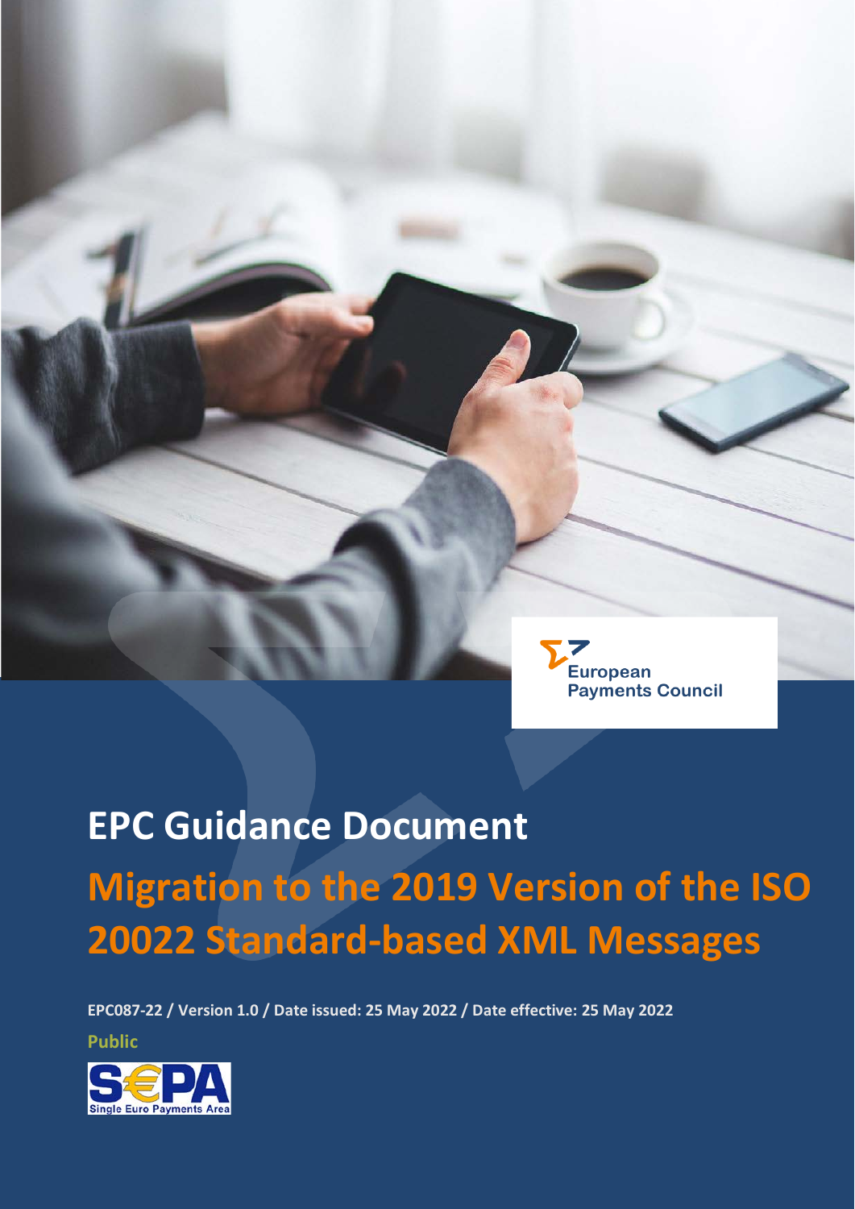European Payments Council

# EPC Guidance Document

## Migration to the 2019 Version of the ISO 20022 Standard-based XML Messages

**EPC087-22 / Version 1.0 / Date issued: 25 May 2022 / Date effective: 25 May 2022**

**Public**

SEPA Single Euro Payments Area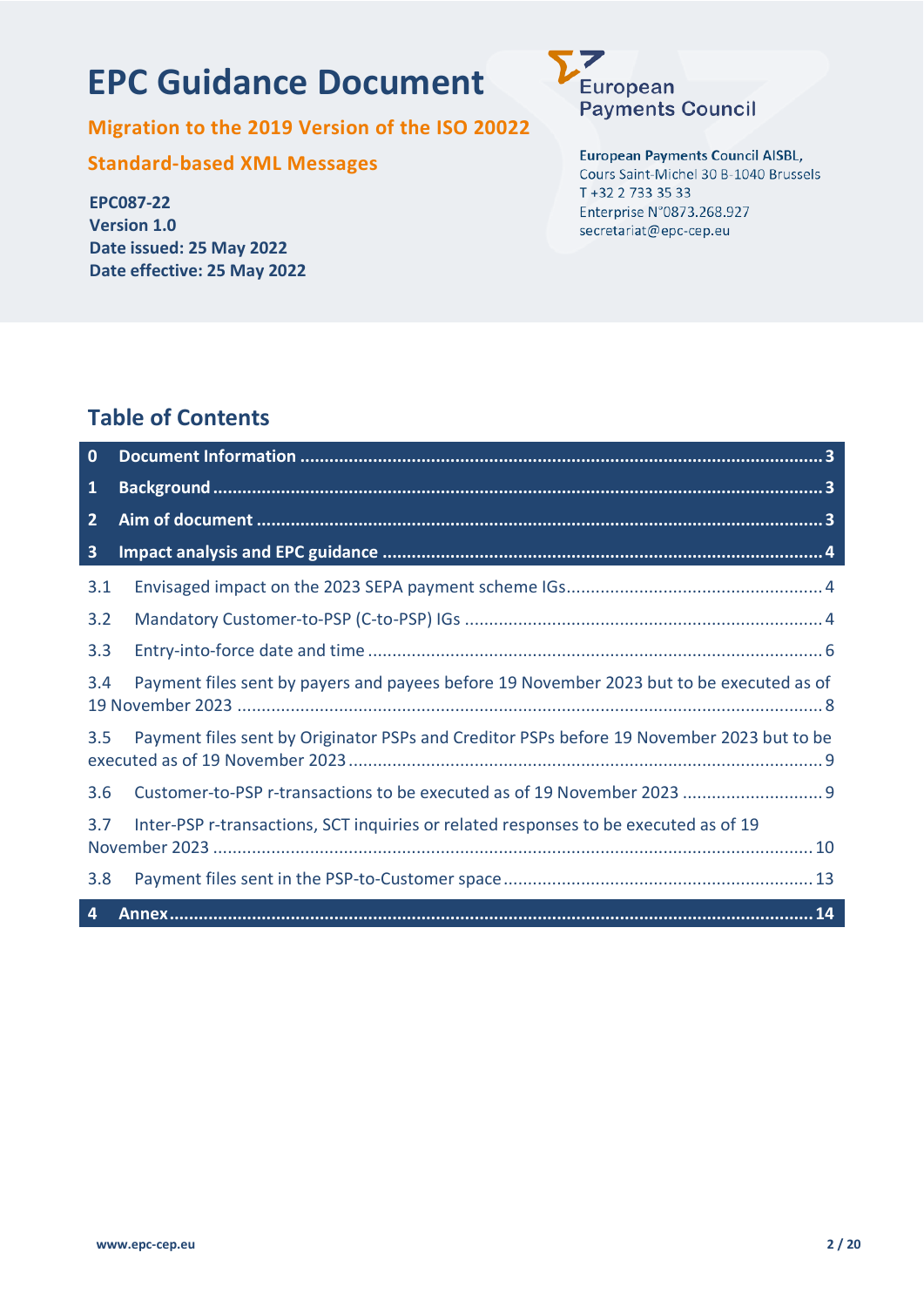# EPC Guidance Document

**Migration to the 2019 Version of the ISO 20022 Standard-based XML Messages**

**EPC087-22**
**Version 1.0**
**Date issued: 25 May 2022**
**Date effective: 25 May 2022**

European Payments Council

**European Payments Council AISBL,**
Cours Saint-Michel 30 B-1040 Brussels
T +32 2 733 35 33
Enterprise N°0873.268.927
secretariat@epc-cep.eu

## Table of Contents

**0 Document Information ............................................. 3**

**1 Background ............................................. 3**

**2 Aim of document ............................................. 3**

**3 Impact analysis and EPC guidance ............................................. 4**

3.1 Envisaged impact on the 2023 SEPA payment scheme IGs ............................................. 4

3.2 Mandatory Customer-to-PSP (C-to-PSP) IGs ............................................. 4

3.3 Entry-into-force date and time ............................................. 6

3.4 Payment files sent by payers and payees before 19 November 2023 but to be executed as of 19 November 2023 ............................................. 8

3.5 Payment files sent by Originator PSPs and Creditor PSPs before 19 November 2023 but to be executed as of 19 November 2023 ............................................. 9

3.6 Customer-to-PSP r-transactions to be executed as of 19 November 2023 ............................................. 9

3.7 Inter-PSP r-transactions, SCT inquiries or related responses to be executed as of 19 November 2023 ............................................. 10

3.8 Payment files sent in the PSP-to-Customer space ............................................. 13

**4 Annex ............................................. 14**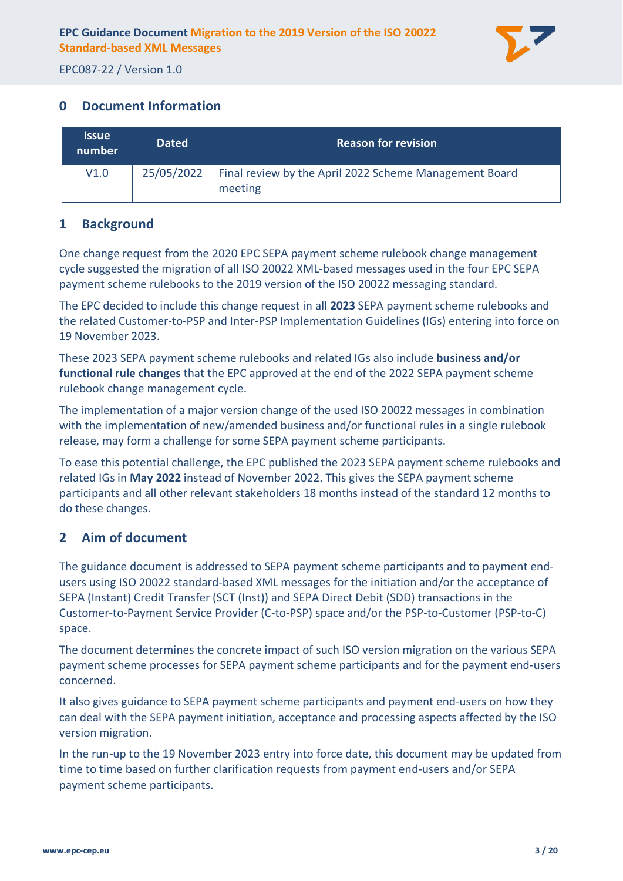## 0 Document Information

| Issue number | Dated | Reason for revision |
| --- | --- | --- |
| V1.0 | 25/05/2022 | Final review by the April 2022 Scheme Management Board meeting |

## 1 Background

One change request from the 2020 EPC SEPA payment scheme rulebook change management cycle suggested the migration of all ISO 20022 XML-based messages used in the four EPC SEPA payment scheme rulebooks to the 2019 version of the ISO 20022 messaging standard.

The EPC decided to include this change request in all **2023** SEPA payment scheme rulebooks and the related Customer-to-PSP and Inter-PSP Implementation Guidelines (IGs) entering into force on 19 November 2023.

These 2023 SEPA payment scheme rulebooks and related IGs also include **business and/or functional rule changes** that the EPC approved at the end of the 2022 SEPA payment scheme rulebook change management cycle.

The implementation of a major version change of the used ISO 20022 messages in combination with the implementation of new/amended business and/or functional rules in a single rulebook release, may form a challenge for some SEPA payment scheme participants.

To ease this potential challenge, the EPC published the 2023 SEPA payment scheme rulebooks and related IGs in **May 2022** instead of November 2022. This gives the SEPA payment scheme participants and all other relevant stakeholders 18 months instead of the standard 12 months to do these changes.

## 2 Aim of document

The guidance document is addressed to SEPA payment scheme participants and to payment end-users using ISO 20022 standard-based XML messages for the initiation and/or the acceptance of SEPA (Instant) Credit Transfer (SCT (Inst)) and SEPA Direct Debit (SDD) transactions in the Customer-to-Payment Service Provider (C-to-PSP) space and/or the PSP-to-Customer (PSP-to-C) space.

The document determines the concrete impact of such ISO version migration on the various SEPA payment scheme processes for SEPA payment scheme participants and for the payment end-users concerned.

It also gives guidance to SEPA payment scheme participants and payment end-users on how they can deal with the SEPA payment initiation, acceptance and processing aspects affected by the ISO version migration.

In the run-up to the 19 November 2023 entry into force date, this document may be updated from time to time based on further clarification requests from payment end-users and/or SEPA payment scheme participants.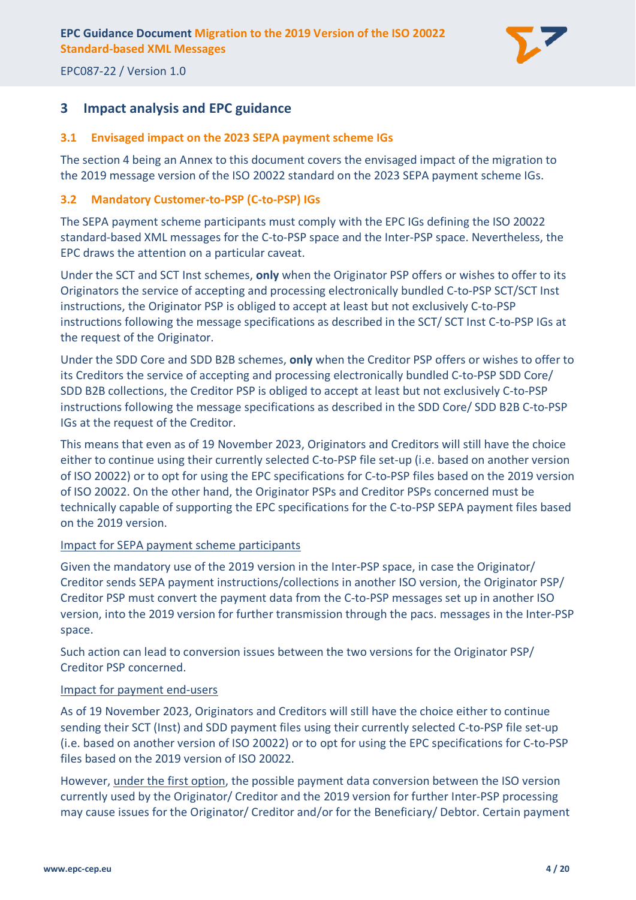## 3 Impact analysis and EPC guidance

### 3.1 Envisaged impact on the 2023 SEPA payment scheme IGs

The section 4 being an Annex to this document covers the envisaged impact of the migration to the 2019 message version of the ISO 20022 standard on the 2023 SEPA payment scheme IGs.

### 3.2 Mandatory Customer-to-PSP (C-to-PSP) IGs

The SEPA payment scheme participants must comply with the EPC IGs defining the ISO 20022 standard-based XML messages for the C-to-PSP space and the Inter-PSP space. Nevertheless, the EPC draws the attention on a particular caveat.

Under the SCT and SCT Inst schemes, **only** when the Originator PSP offers or wishes to offer to its Originators the service of accepting and processing electronically bundled C-to-PSP SCT/SCT Inst instructions, the Originator PSP is obliged to accept at least but not exclusively C-to-PSP instructions following the message specifications as described in the SCT/ SCT Inst C-to-PSP IGs at the request of the Originator.

Under the SDD Core and SDD B2B schemes, **only** when the Creditor PSP offers or wishes to offer to its Creditors the service of accepting and processing electronically bundled C-to-PSP SDD Core/ SDD B2B collections, the Creditor PSP is obliged to accept at least but not exclusively C-to-PSP instructions following the message specifications as described in the SDD Core/ SDD B2B C-to-PSP IGs at the request of the Creditor.

This means that even as of 19 November 2023, Originators and Creditors will still have the choice either to continue using their currently selected C-to-PSP file set-up (i.e. based on another version of ISO 20022) or to opt for using the EPC specifications for C-to-PSP files based on the 2019 version of ISO 20022. On the other hand, the Originator PSPs and Creditor PSPs concerned must be technically capable of supporting the EPC specifications for the C-to-PSP SEPA payment files based on the 2019 version.

<u>Impact for SEPA payment scheme participants</u>

Given the mandatory use of the 2019 version in the Inter-PSP space, in case the Originator/ Creditor sends SEPA payment instructions/collections in another ISO version, the Originator PSP/ Creditor PSP must convert the payment data from the C-to-PSP messages set up in another ISO version, into the 2019 version for further transmission through the pacs. messages in the Inter-PSP space.

Such action can lead to conversion issues between the two versions for the Originator PSP/ Creditor PSP concerned.

<u>Impact for payment end-users</u>

As of 19 November 2023, Originators and Creditors will still have the choice either to continue sending their SCT (Inst) and SDD payment files using their currently selected C-to-PSP file set-up (i.e. based on another version of ISO 20022) or to opt for using the EPC specifications for C-to-PSP files based on the 2019 version of ISO 20022.

However, <u>under the first option</u>, the possible payment data conversion between the ISO version currently used by the Originator/ Creditor and the 2019 version for further Inter-PSP processing may cause issues for the Originator/ Creditor and/or for the Beneficiary/ Debtor. Certain payment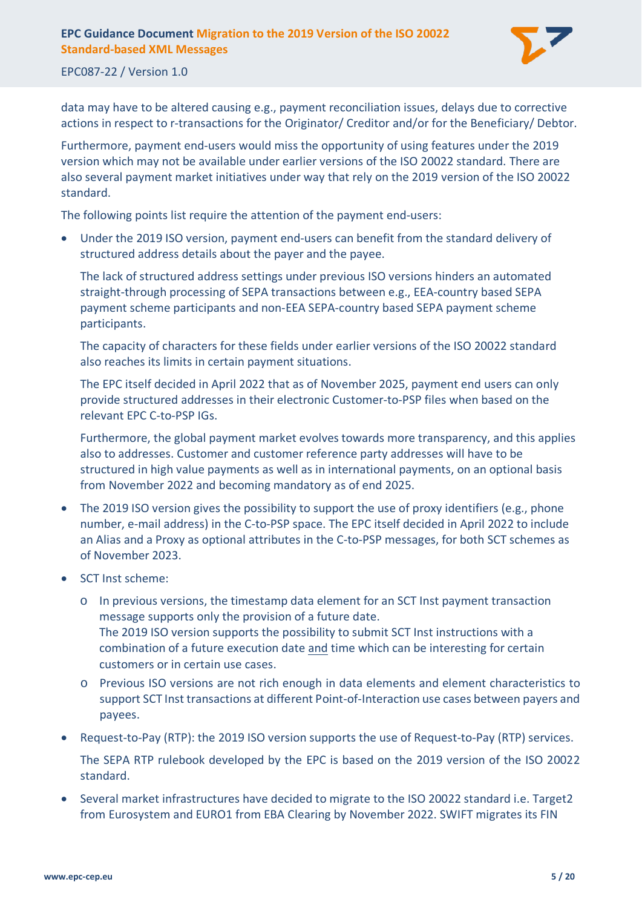data may have to be altered causing e.g., payment reconciliation issues, delays due to corrective actions in respect to r-transactions for the Originator/ Creditor and/or for the Beneficiary/ Debtor.

Furthermore, payment end-users would miss the opportunity of using features under the 2019 version which may not be available under earlier versions of the ISO 20022 standard. There are also several payment market initiatives under way that rely on the 2019 version of the ISO 20022 standard.

The following points list require the attention of the payment end-users:

- Under the 2019 ISO version, payment end-users can benefit from the standard delivery of structured address details about the payer and the payee.

  The lack of structured address settings under previous ISO versions hinders an automated straight-through processing of SEPA transactions between e.g., EEA-country based SEPA payment scheme participants and non-EEA SEPA-country based SEPA payment scheme participants.

  The capacity of characters for these fields under earlier versions of the ISO 20022 standard also reaches its limits in certain payment situations.

  The EPC itself decided in April 2022 that as of November 2025, payment end users can only provide structured addresses in their electronic Customer-to-PSP files when based on the relevant EPC C-to-PSP IGs.

  Furthermore, the global payment market evolves towards more transparency, and this applies also to addresses. Customer and customer reference party addresses will have to be structured in high value payments as well as in international payments, on an optional basis from November 2022 and becoming mandatory as of end 2025.

- The 2019 ISO version gives the possibility to support the use of proxy identifiers (e.g., phone number, e-mail address) in the C-to-PSP space. The EPC itself decided in April 2022 to include an Alias and a Proxy as optional attributes in the C-to-PSP messages, for both SCT schemes as of November 2023.

- SCT Inst scheme:
  - In previous versions, the timestamp data element for an SCT Inst payment transaction message supports only the provision of a future date.
    The 2019 ISO version supports the possibility to submit SCT Inst instructions with a combination of a future execution date <u>and</u> time which can be interesting for certain customers or in certain use cases.
  - Previous ISO versions are not rich enough in data elements and element characteristics to support SCT Inst transactions at different Point-of-Interaction use cases between payers and payees.

- Request-to-Pay (RTP): the 2019 ISO version supports the use of Request-to-Pay (RTP) services.

  The SEPA RTP rulebook developed by the EPC is based on the 2019 version of the ISO 20022 standard.

- Several market infrastructures have decided to migrate to the ISO 20022 standard i.e. Target2 from Eurosystem and EURO1 from EBA Clearing by November 2022. SWIFT migrates its FIN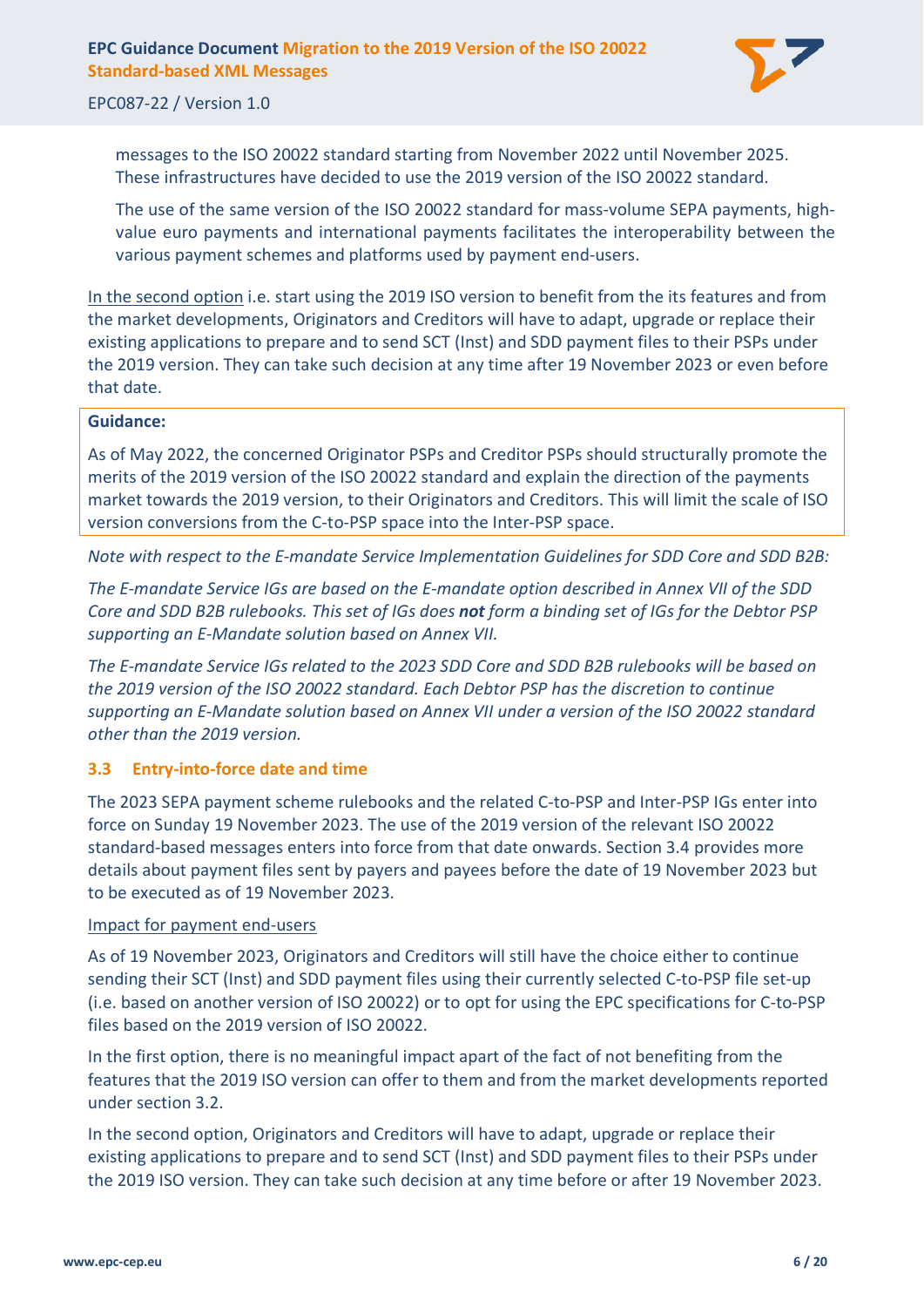messages to the ISO 20022 standard starting from November 2022 until November 2025. These infrastructures have decided to use the 2019 version of the ISO 20022 standard.

The use of the same version of the ISO 20022 standard for mass-volume SEPA payments, high-value euro payments and international payments facilitates the interoperability between the various payment schemes and platforms used by payment end-users.

In the second option i.e. start using the 2019 ISO version to benefit from the its features and from the market developments, Originators and Creditors will have to adapt, upgrade or replace their existing applications to prepare and to send SCT (Inst) and SDD payment files to their PSPs under the 2019 version. They can take such decision at any time after 19 November 2023 or even before that date.

> **Guidance:**
>
> As of May 2022, the concerned Originator PSPs and Creditor PSPs should structurally promote the merits of the 2019 version of the ISO 20022 standard and explain the direction of the payments market towards the 2019 version, to their Originators and Creditors. This will limit the scale of ISO version conversions from the C-to-PSP space into the Inter-PSP space.

*Note with respect to the E-mandate Service Implementation Guidelines for SDD Core and SDD B2B:*

*The E-mandate Service IGs are based on the E-mandate option described in Annex VII of the SDD Core and SDD B2B rulebooks. This set of IGs does **not** form a binding set of IGs for the Debtor PSP supporting an E-Mandate solution based on Annex VII.*

*The E-mandate Service IGs related to the 2023 SDD Core and SDD B2B rulebooks will be based on the 2019 version of the ISO 20022 standard. Each Debtor PSP has the discretion to continue supporting an E-Mandate solution based on Annex VII under a version of the ISO 20022 standard other than the 2019 version.*

### 3.3 Entry-into-force date and time

The 2023 SEPA payment scheme rulebooks and the related C-to-PSP and Inter-PSP IGs enter into force on Sunday 19 November 2023. The use of the 2019 version of the relevant ISO 20022 standard-based messages enters into force from that date onwards. Section 3.4 provides more details about payment files sent by payers and payees before the date of 19 November 2023 but to be executed as of 19 November 2023.

Impact for payment end-users

As of 19 November 2023, Originators and Creditors will still have the choice either to continue sending their SCT (Inst) and SDD payment files using their currently selected C-to-PSP file set-up (i.e. based on another version of ISO 20022) or to opt for using the EPC specifications for C-to-PSP files based on the 2019 version of ISO 20022.

In the first option, there is no meaningful impact apart of the fact of not benefiting from the features that the 2019 ISO version can offer to them and from the market developments reported under section 3.2.

In the second option, Originators and Creditors will have to adapt, upgrade or replace their existing applications to prepare and to send SCT (Inst) and SDD payment files to their PSPs under the 2019 ISO version. They can take such decision at any time before or after 19 November 2023.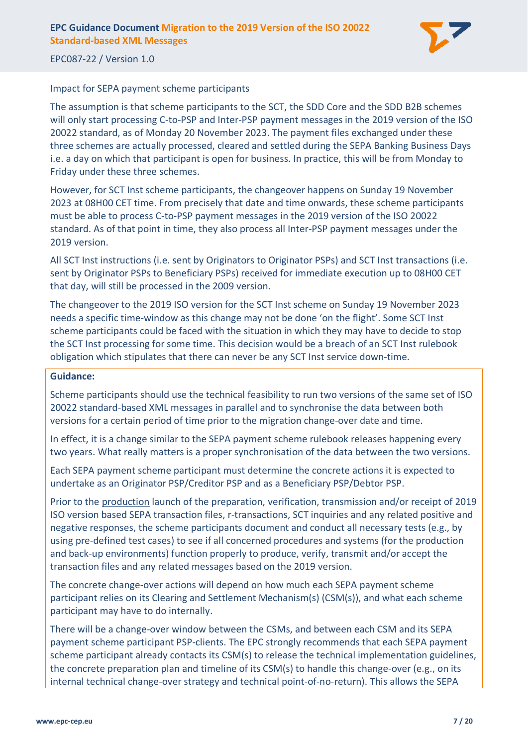Impact for SEPA payment scheme participants

The assumption is that scheme participants to the SCT, the SDD Core and the SDD B2B schemes will only start processing C-to-PSP and Inter-PSP payment messages in the 2019 version of the ISO 20022 standard, as of Monday 20 November 2023. The payment files exchanged under these three schemes are actually processed, cleared and settled during the SEPA Banking Business Days i.e. a day on which that participant is open for business. In practice, this will be from Monday to Friday under these three schemes.

However, for SCT Inst scheme participants, the changeover happens on Sunday 19 November 2023 at 08H00 CET time. From precisely that date and time onwards, these scheme participants must be able to process C-to-PSP payment messages in the 2019 version of the ISO 20022 standard. As of that point in time, they also process all Inter-PSP payment messages under the 2019 version.

All SCT Inst instructions (i.e. sent by Originators to Originator PSPs) and SCT Inst transactions (i.e. sent by Originator PSPs to Beneficiary PSPs) received for immediate execution up to 08H00 CET that day, will still be processed in the 2009 version.

The changeover to the 2019 ISO version for the SCT Inst scheme on Sunday 19 November 2023 needs a specific time-window as this change may not be done 'on the flight'. Some SCT Inst scheme participants could be faced with the situation in which they may have to decide to stop the SCT Inst processing for some time. This decision would be a breach of an SCT Inst rulebook obligation which stipulates that there can never be any SCT Inst service down-time.

**Guidance:**

Scheme participants should use the technical feasibility to run two versions of the same set of ISO 20022 standard-based XML messages in parallel and to synchronise the data between both versions for a certain period of time prior to the migration change-over date and time.

In effect, it is a change similar to the SEPA payment scheme rulebook releases happening every two years. What really matters is a proper synchronisation of the data between the two versions.

Each SEPA payment scheme participant must determine the concrete actions it is expected to undertake as an Originator PSP/Creditor PSP and as a Beneficiary PSP/Debtor PSP.

Prior to the production launch of the preparation, verification, transmission and/or receipt of 2019 ISO version based SEPA transaction files, r-transactions, SCT inquiries and any related positive and negative responses, the scheme participants document and conduct all necessary tests (e.g., by using pre-defined test cases) to see if all concerned procedures and systems (for the production and back-up environments) function properly to produce, verify, transmit and/or accept the transaction files and any related messages based on the 2019 version.

The concrete change-over actions will depend on how much each SEPA payment scheme participant relies on its Clearing and Settlement Mechanism(s) (CSM(s)), and what each scheme participant may have to do internally.

There will be a change-over window between the CSMs, and between each CSM and its SEPA payment scheme participant PSP-clients. The EPC strongly recommends that each SEPA payment scheme participant already contacts its CSM(s) to release the technical implementation guidelines, the concrete preparation plan and timeline of its CSM(s) to handle this change-over (e.g., on its internal technical change-over strategy and technical point-of-no-return). This allows the SEPA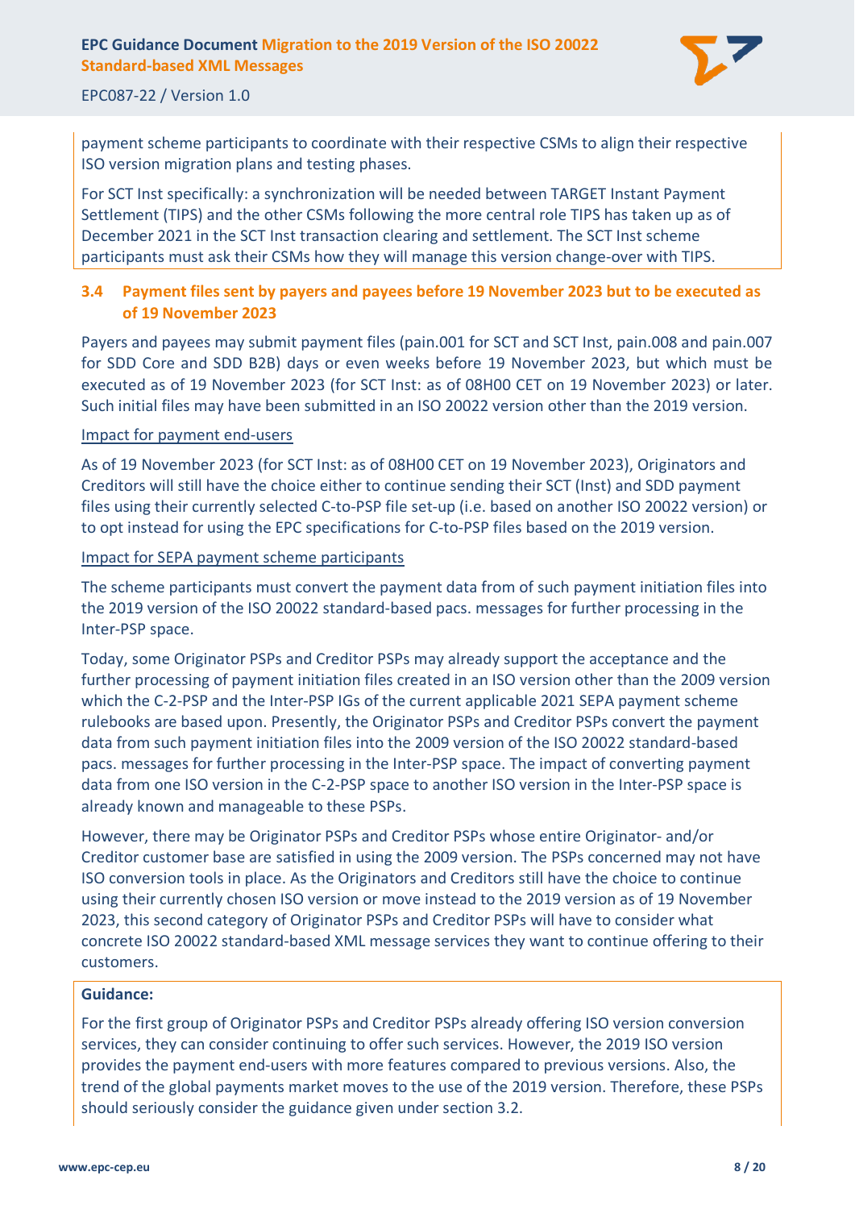payment scheme participants to coordinate with their respective CSMs to align their respective ISO version migration plans and testing phases.

For SCT Inst specifically: a synchronization will be needed between TARGET Instant Payment Settlement (TIPS) and the other CSMs following the more central role TIPS has taken up as of December 2021 in the SCT Inst transaction clearing and settlement. The SCT Inst scheme participants must ask their CSMs how they will manage this version change-over with TIPS.

### 3.4 Payment files sent by payers and payees before 19 November 2023 but to be executed as of 19 November 2023

Payers and payees may submit payment files (pain.001 for SCT and SCT Inst, pain.008 and pain.007 for SDD Core and SDD B2B) days or even weeks before 19 November 2023, but which must be executed as of 19 November 2023 (for SCT Inst: as of 08H00 CET on 19 November 2023) or later. Such initial files may have been submitted in an ISO 20022 version other than the 2019 version.

Impact for payment end-users

As of 19 November 2023 (for SCT Inst: as of 08H00 CET on 19 November 2023), Originators and Creditors will still have the choice either to continue sending their SCT (Inst) and SDD payment files using their currently selected C-to-PSP file set-up (i.e. based on another ISO 20022 version) or to opt instead for using the EPC specifications for C-to-PSP files based on the 2019 version.

Impact for SEPA payment scheme participants

The scheme participants must convert the payment data from of such payment initiation files into the 2019 version of the ISO 20022 standard-based pacs. messages for further processing in the Inter-PSP space.

Today, some Originator PSPs and Creditor PSPs may already support the acceptance and the further processing of payment initiation files created in an ISO version other than the 2009 version which the C-2-PSP and the Inter-PSP IGs of the current applicable 2021 SEPA payment scheme rulebooks are based upon. Presently, the Originator PSPs and Creditor PSPs convert the payment data from such payment initiation files into the 2009 version of the ISO 20022 standard-based pacs. messages for further processing in the Inter-PSP space. The impact of converting payment data from one ISO version in the C-2-PSP space to another ISO version in the Inter-PSP space is already known and manageable to these PSPs.

However, there may be Originator PSPs and Creditor PSPs whose entire Originator- and/or Creditor customer base are satisfied in using the 2009 version. The PSPs concerned may not have ISO conversion tools in place. As the Originators and Creditors still have the choice to continue using their currently chosen ISO version or move instead to the 2019 version as of 19 November 2023, this second category of Originator PSPs and Creditor PSPs will have to consider what concrete ISO 20022 standard-based XML message services they want to continue offering to their customers.

**Guidance:**

For the first group of Originator PSPs and Creditor PSPs already offering ISO version conversion services, they can consider continuing to offer such services. However, the 2019 ISO version provides the payment end-users with more features compared to previous versions. Also, the trend of the global payments market moves to the use of the 2019 version. Therefore, these PSPs should seriously consider the guidance given under section 3.2.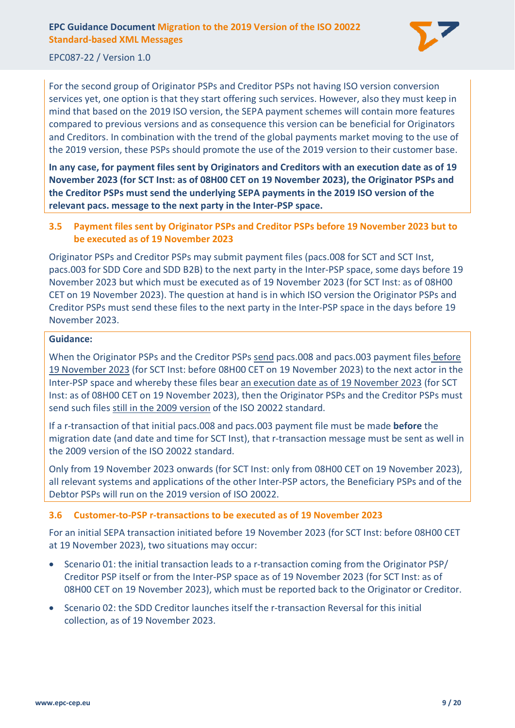For the second group of Originator PSPs and Creditor PSPs not having ISO version conversion services yet, one option is that they start offering such services. However, also they must keep in mind that based on the 2019 ISO version, the SEPA payment schemes will contain more features compared to previous versions and as consequence this version can be beneficial for Originators and Creditors. In combination with the trend of the global payments market moving to the use of the 2019 version, these PSPs should promote the use of the 2019 version to their customer base.

**In any case, for payment files sent by Originators and Creditors with an execution date as of 19 November 2023 (for SCT Inst: as of 08H00 CET on 19 November 2023), the Originator PSPs and the Creditor PSPs must send the underlying SEPA payments in the 2019 ISO version of the relevant pacs. message to the next party in the Inter-PSP space.**

### 3.5 Payment files sent by Originator PSPs and Creditor PSPs before 19 November 2023 but to be executed as of 19 November 2023

Originator PSPs and Creditor PSPs may submit payment files (pacs.008 for SCT and SCT Inst, pacs.003 for SDD Core and SDD B2B) to the next party in the Inter-PSP space, some days before 19 November 2023 but which must be executed as of 19 November 2023 (for SCT Inst: as of 08H00 CET on 19 November 2023). The question at hand is in which ISO version the Originator PSPs and Creditor PSPs must send these files to the next party in the Inter-PSP space in the days before 19 November 2023.

**Guidance:**

When the Originator PSPs and the Creditor PSPs send pacs.008 and pacs.003 payment files before 19 November 2023 (for SCT Inst: before 08H00 CET on 19 November 2023) to the next actor in the Inter-PSP space and whereby these files bear an execution date as of 19 November 2023 (for SCT Inst: as of 08H00 CET on 19 November 2023), then the Originator PSPs and the Creditor PSPs must send such files still in the 2009 version of the ISO 20022 standard.

If a r-transaction of that initial pacs.008 and pacs.003 payment file must be made **before** the migration date (and date and time for SCT Inst), that r-transaction message must be sent as well in the 2009 version of the ISO 20022 standard.

Only from 19 November 2023 onwards (for SCT Inst: only from 08H00 CET on 19 November 2023), all relevant systems and applications of the other Inter-PSP actors, the Beneficiary PSPs and of the Debtor PSPs will run on the 2019 version of ISO 20022.

### 3.6 Customer-to-PSP r-transactions to be executed as of 19 November 2023

For an initial SEPA transaction initiated before 19 November 2023 (for SCT Inst: before 08H00 CET at 19 November 2023), two situations may occur:

- Scenario 01: the initial transaction leads to a r-transaction coming from the Originator PSP/ Creditor PSP itself or from the Inter-PSP space as of 19 November 2023 (for SCT Inst: as of 08H00 CET on 19 November 2023), which must be reported back to the Originator or Creditor.
- Scenario 02: the SDD Creditor launches itself the r-transaction Reversal for this initial collection, as of 19 November 2023.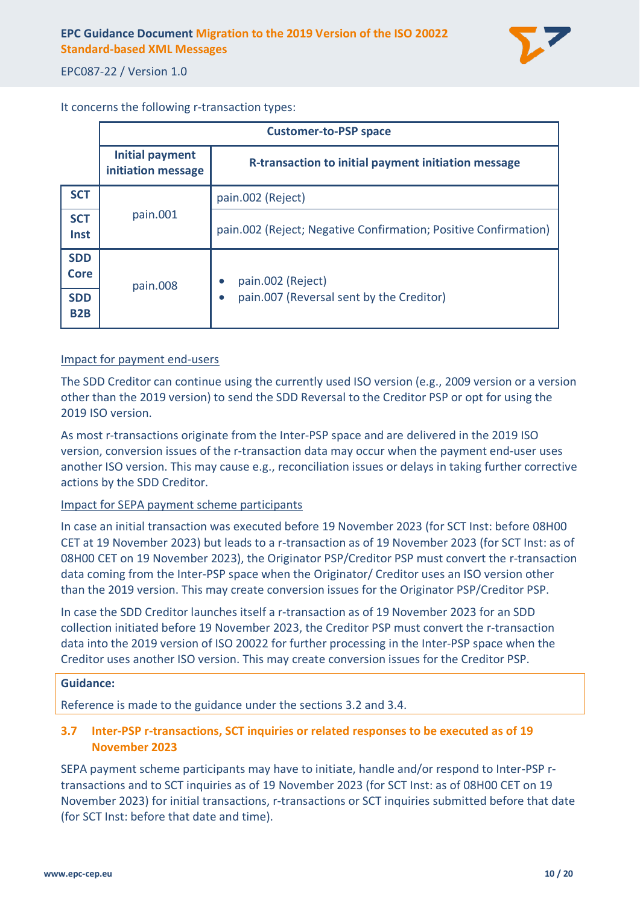It concerns the following r-transaction types:

| | Customer-to-PSP space | |
|---|---|---|
| | **Initial payment initiation message** | **R-transaction to initial payment initiation message** |
| **SCT** | pain.001 | pain.002 (Reject) |
| **SCT Inst** | | pain.002 (Reject; Negative Confirmation; Positive Confirmation) |
| **SDD Core** | pain.008 | • pain.002 (Reject)<br>• pain.007 (Reversal sent by the Creditor) |
| **SDD B2B** | | |

Impact for payment end-users

The SDD Creditor can continue using the currently used ISO version (e.g., 2009 version or a version other than the 2019 version) to send the SDD Reversal to the Creditor PSP or opt for using the 2019 ISO version.

As most r-transactions originate from the Inter-PSP space and are delivered in the 2019 ISO version, conversion issues of the r-transaction data may occur when the payment end-user uses another ISO version. This may cause e.g., reconciliation issues or delays in taking further corrective actions by the SDD Creditor.

Impact for SEPA payment scheme participants

In case an initial transaction was executed before 19 November 2023 (for SCT Inst: before 08H00 CET at 19 November 2023) but leads to a r-transaction as of 19 November 2023 (for SCT Inst: as of 08H00 CET on 19 November 2023), the Originator PSP/Creditor PSP must convert the r-transaction data coming from the Inter-PSP space when the Originator/ Creditor uses an ISO version other than the 2019 version. This may create conversion issues for the Originator PSP/Creditor PSP.

In case the SDD Creditor launches itself a r-transaction as of 19 November 2023 for an SDD collection initiated before 19 November 2023, the Creditor PSP must convert the r-transaction data into the 2019 version of ISO 20022 for further processing in the Inter-PSP space when the Creditor uses another ISO version. This may create conversion issues for the Creditor PSP.

**Guidance:**

Reference is made to the guidance under the sections 3.2 and 3.4.

### 3.7 Inter-PSP r-transactions, SCT inquiries or related responses to be executed as of 19 November 2023

SEPA payment scheme participants may have to initiate, handle and/or respond to Inter-PSP r-transactions and to SCT inquiries as of 19 November 2023 (for SCT Inst: as of 08H00 CET on 19 November 2023) for initial transactions, r-transactions or SCT inquiries submitted before that date (for SCT Inst: before that date and time).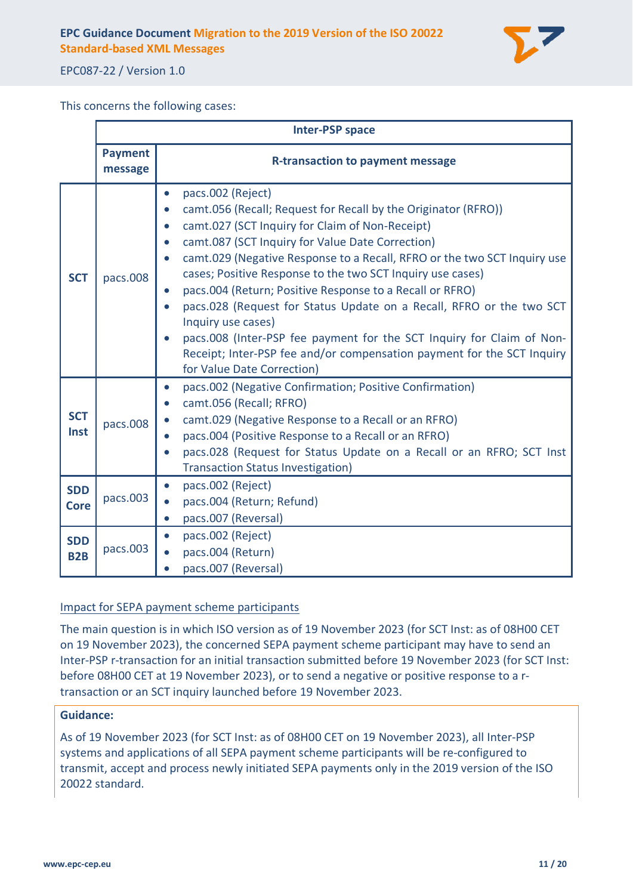This concerns the following cases:

| | Inter-PSP space | |
|---|---|---|
| | **Payment message** | **R-transaction to payment message** |
| **SCT** | pacs.008 | • pacs.002 (Reject)<br>• camt.056 (Recall; Request for Recall by the Originator (RFRO))<br>• camt.027 (SCT Inquiry for Claim of Non-Receipt)<br>• camt.087 (SCT Inquiry for Value Date Correction)<br>• camt.029 (Negative Response to a Recall, RFRO or the two SCT Inquiry use cases; Positive Response to the two SCT Inquiry use cases)<br>• pacs.004 (Return; Positive Response to a Recall or RFRO)<br>• pacs.028 (Request for Status Update on a Recall, RFRO or the two SCT Inquiry use cases)<br>• pacs.008 (Inter-PSP fee payment for the SCT Inquiry for Claim of Non-Receipt; Inter-PSP fee and/or compensation payment for the SCT Inquiry for Value Date Correction) |
| **SCT Inst** | pacs.008 | • pacs.002 (Negative Confirmation; Positive Confirmation)<br>• camt.056 (Recall; RFRO)<br>• camt.029 (Negative Response to a Recall or an RFRO)<br>• pacs.004 (Positive Response to a Recall or an RFRO)<br>• pacs.028 (Request for Status Update on a Recall or an RFRO; SCT Inst Transaction Status Investigation) |
| **SDD Core** | pacs.003 | • pacs.002 (Reject)<br>• pacs.004 (Return; Refund)<br>• pacs.007 (Reversal) |
| **SDD B2B** | pacs.003 | • pacs.002 (Reject)<br>• pacs.004 (Return)<br>• pacs.007 (Reversal) |

Impact for SEPA payment scheme participants

The main question is in which ISO version as of 19 November 2023 (for SCT Inst: as of 08H00 CET on 19 November 2023), the concerned SEPA payment scheme participant may have to send an Inter-PSP r-transaction for an initial transaction submitted before 19 November 2023 (for SCT Inst: before 08H00 CET at 19 November 2023), or to send a negative or positive response to a r-transaction or an SCT inquiry launched before 19 November 2023.

**Guidance:**

As of 19 November 2023 (for SCT Inst: as of 08H00 CET on 19 November 2023), all Inter-PSP systems and applications of all SEPA payment scheme participants will be re-configured to transmit, accept and process newly initiated SEPA payments only in the 2019 version of the ISO 20022 standard.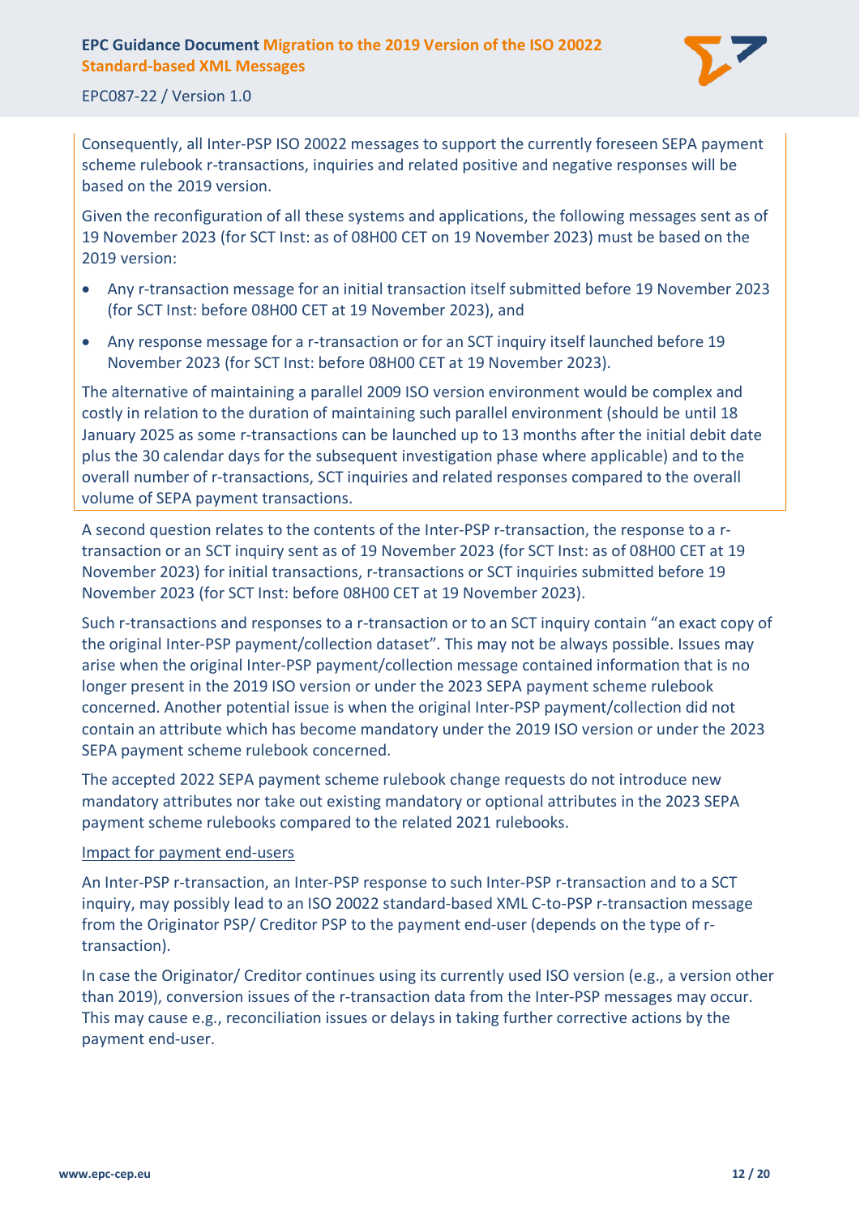Consequently, all Inter-PSP ISO 20022 messages to support the currently foreseen SEPA payment scheme rulebook r-transactions, inquiries and related positive and negative responses will be based on the 2019 version.

Given the reconfiguration of all these systems and applications, the following messages sent as of 19 November 2023 (for SCT Inst: as of 08H00 CET on 19 November 2023) must be based on the 2019 version:

- Any r-transaction message for an initial transaction itself submitted before 19 November 2023 (for SCT Inst: before 08H00 CET at 19 November 2023), and
- Any response message for a r-transaction or for an SCT inquiry itself launched before 19 November 2023 (for SCT Inst: before 08H00 CET at 19 November 2023).

The alternative of maintaining a parallel 2009 ISO version environment would be complex and costly in relation to the duration of maintaining such parallel environment (should be until 18 January 2025 as some r-transactions can be launched up to 13 months after the initial debit date plus the 30 calendar days for the subsequent investigation phase where applicable) and to the overall number of r-transactions, SCT inquiries and related responses compared to the overall volume of SEPA payment transactions.

A second question relates to the contents of the Inter-PSP r-transaction, the response to a r-transaction or an SCT inquiry sent as of 19 November 2023 (for SCT Inst: as of 08H00 CET at 19 November 2023) for initial transactions, r-transactions or SCT inquiries submitted before 19 November 2023 (for SCT Inst: before 08H00 CET at 19 November 2023).

Such r-transactions and responses to a r-transaction or to an SCT inquiry contain "an exact copy of the original Inter-PSP payment/collection dataset". This may not be always possible. Issues may arise when the original Inter-PSP payment/collection message contained information that is no longer present in the 2019 ISO version or under the 2023 SEPA payment scheme rulebook concerned. Another potential issue is when the original Inter-PSP payment/collection did not contain an attribute which has become mandatory under the 2019 ISO version or under the 2023 SEPA payment scheme rulebook concerned.

The accepted 2022 SEPA payment scheme rulebook change requests do not introduce new mandatory attributes nor take out existing mandatory or optional attributes in the 2023 SEPA payment scheme rulebooks compared to the related 2021 rulebooks.

Impact for payment end-users

An Inter-PSP r-transaction, an Inter-PSP response to such Inter-PSP r-transaction and to a SCT inquiry, may possibly lead to an ISO 20022 standard-based XML C-to-PSP r-transaction message from the Originator PSP/ Creditor PSP to the payment end-user (depends on the type of r-transaction).

In case the Originator/ Creditor continues using its currently used ISO version (e.g., a version other than 2019), conversion issues of the r-transaction data from the Inter-PSP messages may occur. This may cause e.g., reconciliation issues or delays in taking further corrective actions by the payment end-user.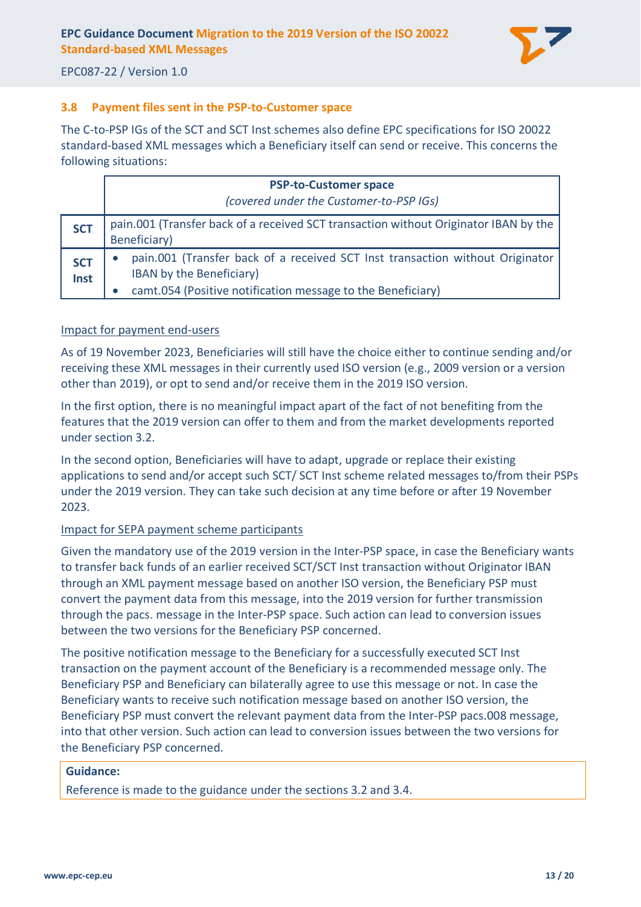### 3.8 Payment files sent in the PSP-to-Customer space

The C-to-PSP IGs of the SCT and SCT Inst schemes also define EPC specifications for ISO 20022 standard-based XML messages which a Beneficiary itself can send or receive. This concerns the following situations:

| | **PSP-to-Customer space**<br>*(covered under the Customer-to-PSP IGs)* |
|---|---|
| **SCT** | pain.001 (Transfer back of a received SCT transaction without Originator IBAN by the Beneficiary) |
| **SCT Inst** | • pain.001 (Transfer back of a received SCT Inst transaction without Originator IBAN by the Beneficiary)<br>• camt.054 (Positive notification message to the Beneficiary) |

<u>Impact for payment end-users</u>

As of 19 November 2023, Beneficiaries will still have the choice either to continue sending and/or receiving these XML messages in their currently used ISO version (e.g., 2009 version or a version other than 2019), or opt to send and/or receive them in the 2019 ISO version.

In the first option, there is no meaningful impact apart of the fact of not benefiting from the features that the 2019 version can offer to them and from the market developments reported under section 3.2.

In the second option, Beneficiaries will have to adapt, upgrade or replace their existing applications to send and/or accept such SCT/ SCT Inst scheme related messages to/from their PSPs under the 2019 version. They can take such decision at any time before or after 19 November 2023.

<u>Impact for SEPA payment scheme participants</u>

Given the mandatory use of the 2019 version in the Inter-PSP space, in case the Beneficiary wants to transfer back funds of an earlier received SCT/SCT Inst transaction without Originator IBAN through an XML payment message based on another ISO version, the Beneficiary PSP must convert the payment data from this message, into the 2019 version for further transmission through the pacs. message in the Inter-PSP space. Such action can lead to conversion issues between the two versions for the Beneficiary PSP concerned.

The positive notification message to the Beneficiary for a successfully executed SCT Inst transaction on the payment account of the Beneficiary is a recommended message only. The Beneficiary PSP and Beneficiary can bilaterally agree to use this message or not. In case the Beneficiary wants to receive such notification message based on another ISO version, the Beneficiary PSP must convert the relevant payment data from the Inter-PSP pacs.008 message, into that other version. Such action can lead to conversion issues between the two versions for the Beneficiary PSP concerned.

**Guidance:**

Reference is made to the guidance under the sections 3.2 and 3.4.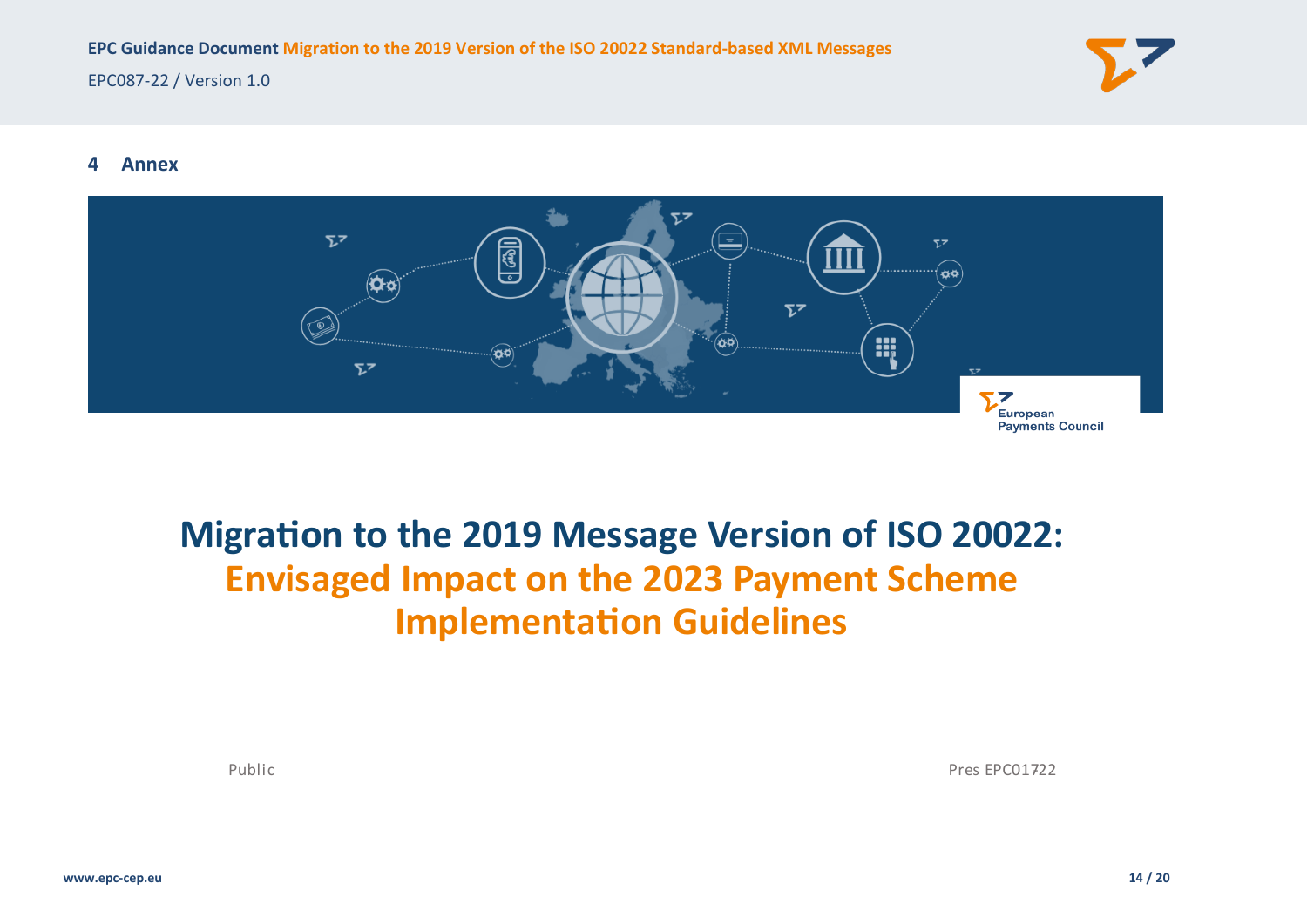## 4 Annex

# Migration to the 2019 Message Version of ISO 20022: Envisaged Impact on the 2023 Payment Scheme Implementation Guidelines

Public

Pres EPC01722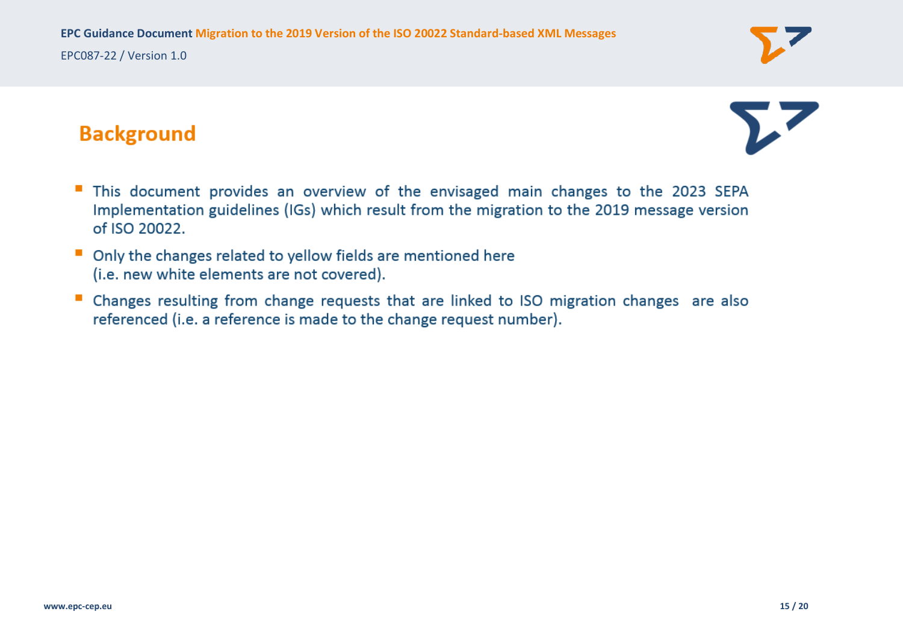## Background

- This document provides an overview of the envisaged main changes to the 2023 SEPA Implementation guidelines (IGs) which result from the migration to the 2019 message version of ISO 20022.
- Only the changes related to yellow fields are mentioned here (i.e. new white elements are not covered).
- Changes resulting from change requests that are linked to ISO migration changes are also referenced (i.e. a reference is made to the change request number).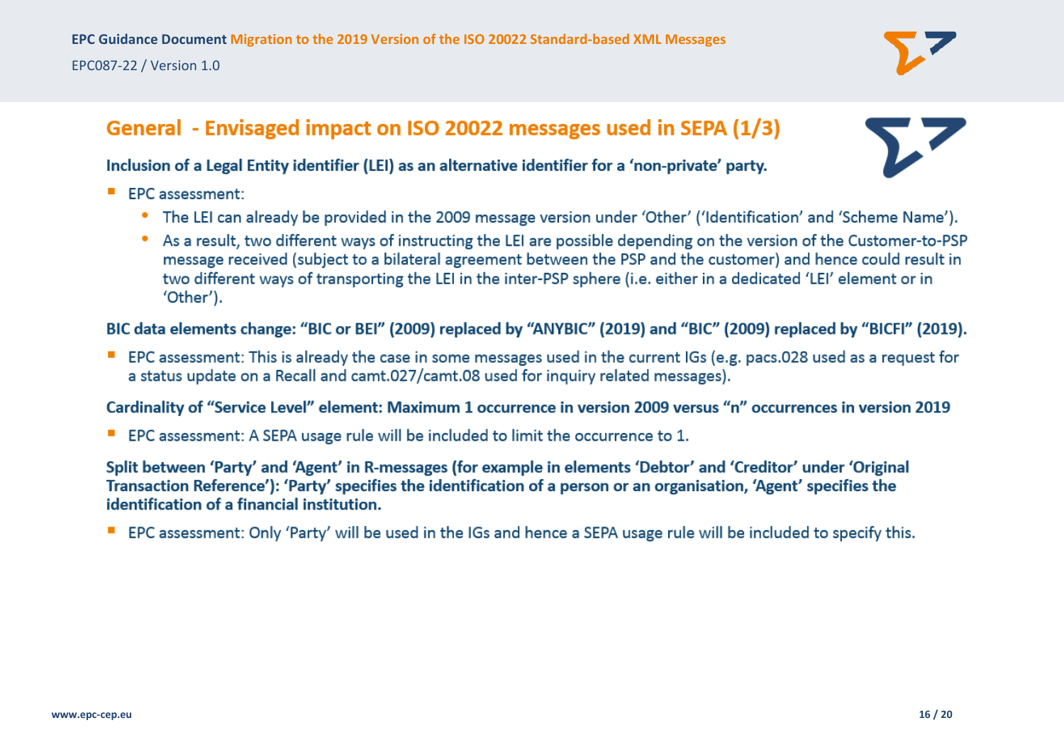## General - Envisaged impact on ISO 20022 messages used in SEPA (1/3)

**Inclusion of a Legal Entity identifier (LEI) as an alternative identifier for a 'non-private' party.**

- EPC assessment:
  - The LEI can already be provided in the 2009 message version under 'Other' ('Identification' and 'Scheme Name').
  - As a result, two different ways of instructing the LEI are possible depending on the version of the Customer-to-PSP message received (subject to a bilateral agreement between the PSP and the customer) and hence could result in two different ways of transporting the LEI in the inter-PSP sphere (i.e. either in a dedicated 'LEI' element or in 'Other').

**BIC data elements change: "BIC or BEI" (2009) replaced by "ANYBIC" (2019) and "BIC" (2009) replaced by "BICFI" (2019).**

- EPC assessment: This is already the case in some messages used in the current IGs (e.g. pacs.028 used as a request for a status update on a Recall and camt.027/camt.08 used for inquiry related messages).

**Cardinality of "Service Level" element: Maximum 1 occurrence in version 2009 versus "n" occurrences in version 2019**

- EPC assessment: A SEPA usage rule will be included to limit the occurrence to 1.

**Split between 'Party' and 'Agent' in R-messages (for example in elements 'Debtor' and 'Creditor' under 'Original Transaction Reference'): 'Party' specifies the identification of a person or an organisation, 'Agent' specifies the identification of a financial institution.**

- EPC assessment: Only 'Party' will be used in the IGs and hence a SEPA usage rule will be included to specify this.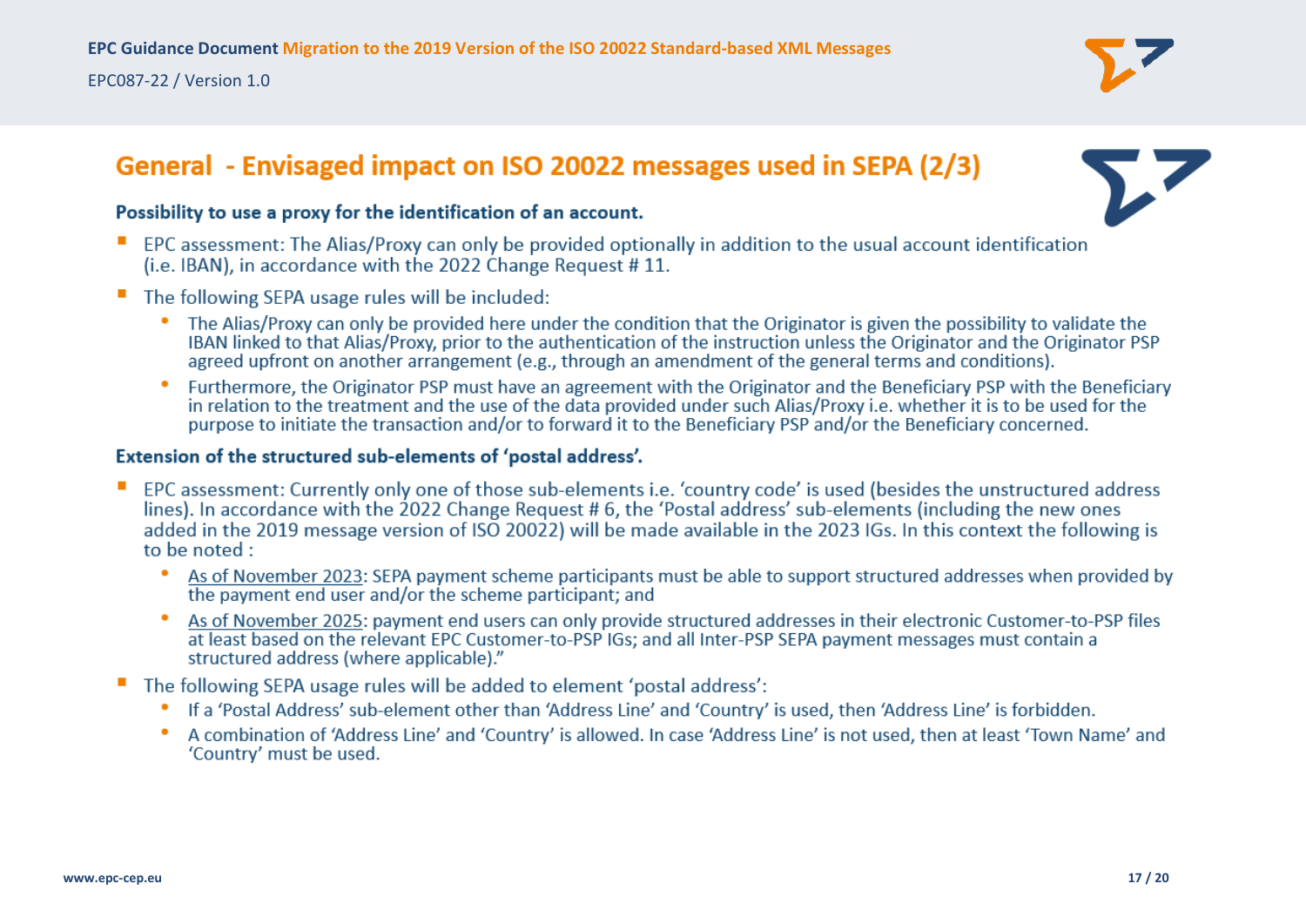# General - Envisaged impact on ISO 20022 messages used in SEPA (2/3)

**Possibility to use a proxy for the identification of an account.**

- EPC assessment: The Alias/Proxy can only be provided optionally in addition to the usual account identification (i.e. IBAN), in accordance with the 2022 Change Request # 11.
- The following SEPA usage rules will be included:
  - The Alias/Proxy can only be provided here under the condition that the Originator is given the possibility to validate the IBAN linked to that Alias/Proxy, prior to the authentication of the instruction unless the Originator and the Originator PSP agreed upfront on another arrangement (e.g., through an amendment of the general terms and conditions).
  - Furthermore, the Originator PSP must have an agreement with the Originator and the Beneficiary PSP with the Beneficiary in relation to the treatment and the use of the data provided under such Alias/Proxy i.e. whether it is to be used for the purpose to initiate the transaction and/or to forward it to the Beneficiary PSP and/or the Beneficiary concerned.

**Extension of the structured sub-elements of 'postal address'.**

- EPC assessment: Currently only one of those sub-elements i.e. 'country code' is used (besides the unstructured address lines). In accordance with the 2022 Change Request # 6, the 'Postal address' sub-elements (including the new ones added in the 2019 message version of ISO 20022) will be made available in the 2023 IGs. In this context the following is to be noted :
  - As of November 2023: SEPA payment scheme participants must be able to support structured addresses when provided by the payment end user and/or the scheme participant; and
  - As of November 2025: payment end users can only provide structured addresses in their electronic Customer-to-PSP files at least based on the relevant EPC Customer-to-PSP IGs; and all Inter-PSP SEPA payment messages must contain a structured address (where applicable)."
- The following SEPA usage rules will be added to element 'postal address':
  - If a 'Postal Address' sub-element other than 'Address Line' and 'Country' is used, then 'Address Line' is forbidden.
  - A combination of 'Address Line' and 'Country' is allowed. In case 'Address Line' is not used, then at least 'Town Name' and 'Country' must be used.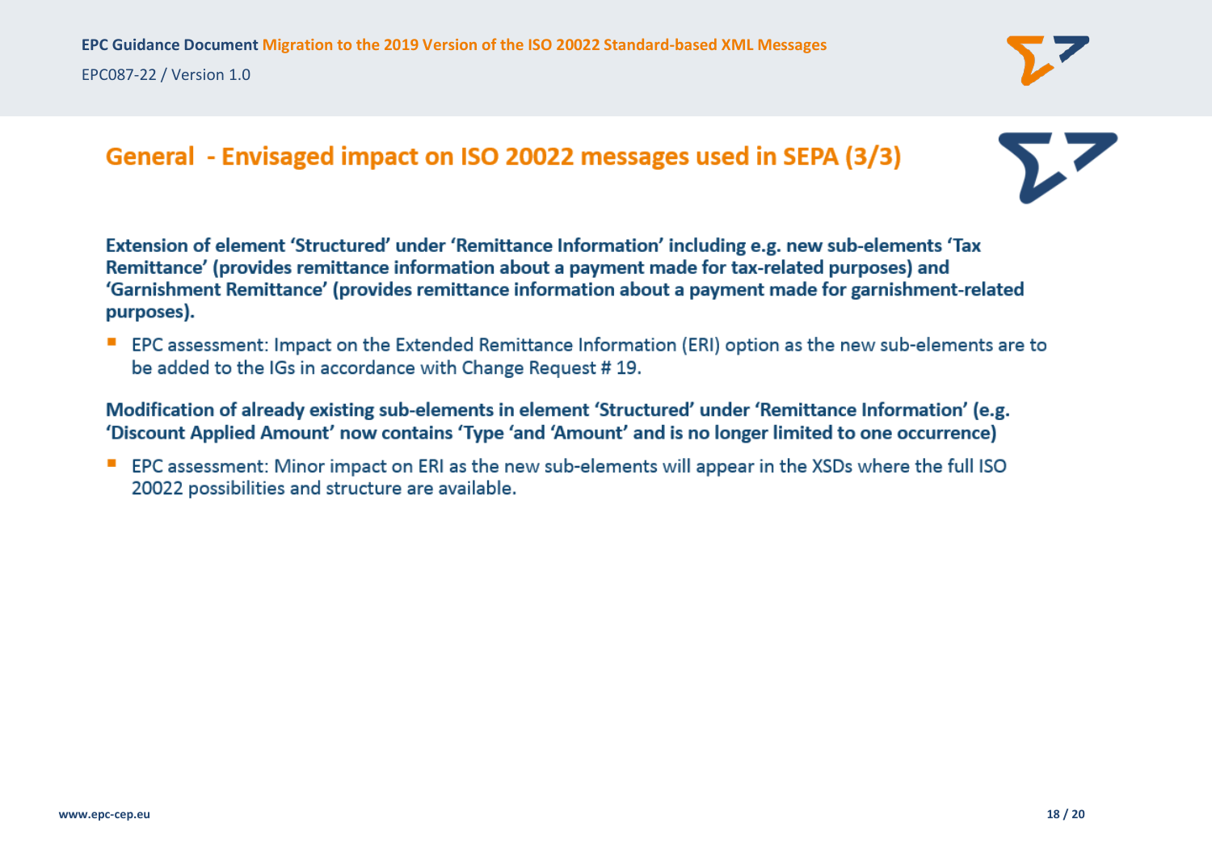## General - Envisaged impact on ISO 20022 messages used in SEPA (3/3)

**Extension of element 'Structured' under 'Remittance Information' including e.g. new sub-elements 'Tax Remittance' (provides remittance information about a payment made for tax-related purposes) and 'Garnishment Remittance' (provides remittance information about a payment made for garnishment-related purposes).**

- EPC assessment: Impact on the Extended Remittance Information (ERI) option as the new sub-elements are to be added to the IGs in accordance with Change Request # 19.

**Modification of already existing sub-elements in element 'Structured' under 'Remittance Information' (e.g. 'Discount Applied Amount' now contains 'Type 'and 'Amount' and is no longer limited to one occurrence)**

- EPC assessment: Minor impact on ERI as the new sub-elements will appear in the XSDs where the full ISO 20022 possibilities and structure are available.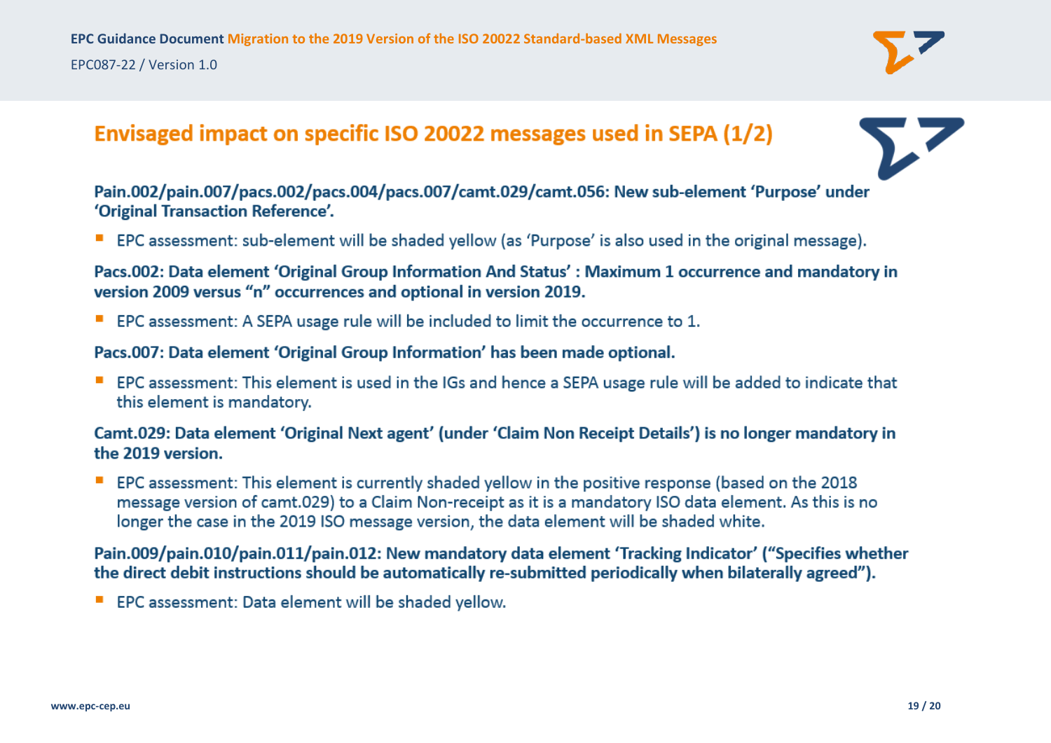# Envisaged impact on specific ISO 20022 messages used in SEPA (1/2)

**Pain.002/pain.007/pacs.002/pacs.004/pacs.007/camt.029/camt.056: New sub-element 'Purpose' under 'Original Transaction Reference'.**

- EPC assessment: sub-element will be shaded yellow (as 'Purpose' is also used in the original message).

**Pacs.002: Data element 'Original Group Information And Status' : Maximum 1 occurrence and mandatory in version 2009 versus "n" occurrences and optional in version 2019.**

- EPC assessment: A SEPA usage rule will be included to limit the occurrence to 1.

**Pacs.007: Data element 'Original Group Information' has been made optional.**

- EPC assessment: This element is used in the IGs and hence a SEPA usage rule will be added to indicate that this element is mandatory.

**Camt.029: Data element 'Original Next agent' (under 'Claim Non Receipt Details') is no longer mandatory in the 2019 version.**

- EPC assessment: This element is currently shaded yellow in the positive response (based on the 2018 message version of camt.029) to a Claim Non-receipt as it is a mandatory ISO data element. As this is no longer the case in the 2019 ISO message version, the data element will be shaded white.

**Pain.009/pain.010/pain.011/pain.012: New mandatory data element 'Tracking Indicator' ("Specifies whether the direct debit instructions should be automatically re-submitted periodically when bilaterally agreed").**

- EPC assessment: Data element will be shaded yellow.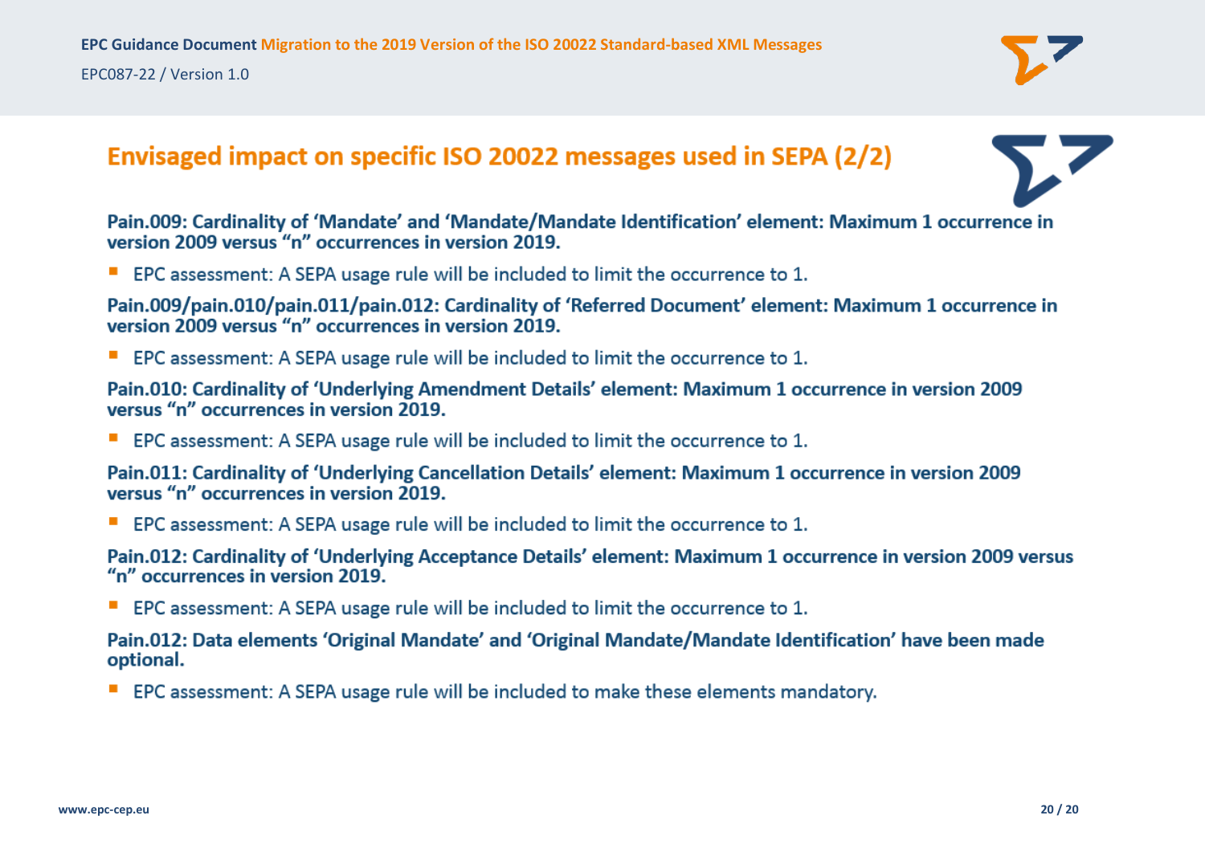## Envisaged impact on specific ISO 20022 messages used in SEPA (2/2)

**Pain.009: Cardinality of 'Mandate' and 'Mandate/Mandate Identification' element: Maximum 1 occurrence in version 2009 versus "n" occurrences in version 2019.**

- EPC assessment: A SEPA usage rule will be included to limit the occurrence to 1.

**Pain.009/pain.010/pain.011/pain.012: Cardinality of 'Referred Document' element: Maximum 1 occurrence in version 2009 versus "n" occurrences in version 2019.**

- EPC assessment: A SEPA usage rule will be included to limit the occurrence to 1.

**Pain.010: Cardinality of 'Underlying Amendment Details' element: Maximum 1 occurrence in version 2009 versus "n" occurrences in version 2019.**

- EPC assessment: A SEPA usage rule will be included to limit the occurrence to 1.

**Pain.011: Cardinality of 'Underlying Cancellation Details' element: Maximum 1 occurrence in version 2009 versus "n" occurrences in version 2019.**

- EPC assessment: A SEPA usage rule will be included to limit the occurrence to 1.

**Pain.012: Cardinality of 'Underlying Acceptance Details' element: Maximum 1 occurrence in version 2009 versus "n" occurrences in version 2019.**

- EPC assessment: A SEPA usage rule will be included to limit the occurrence to 1.

**Pain.012: Data elements 'Original Mandate' and 'Original Mandate/Mandate Identification' have been made optional.**

- EPC assessment: A SEPA usage rule will be included to make these elements mandatory.